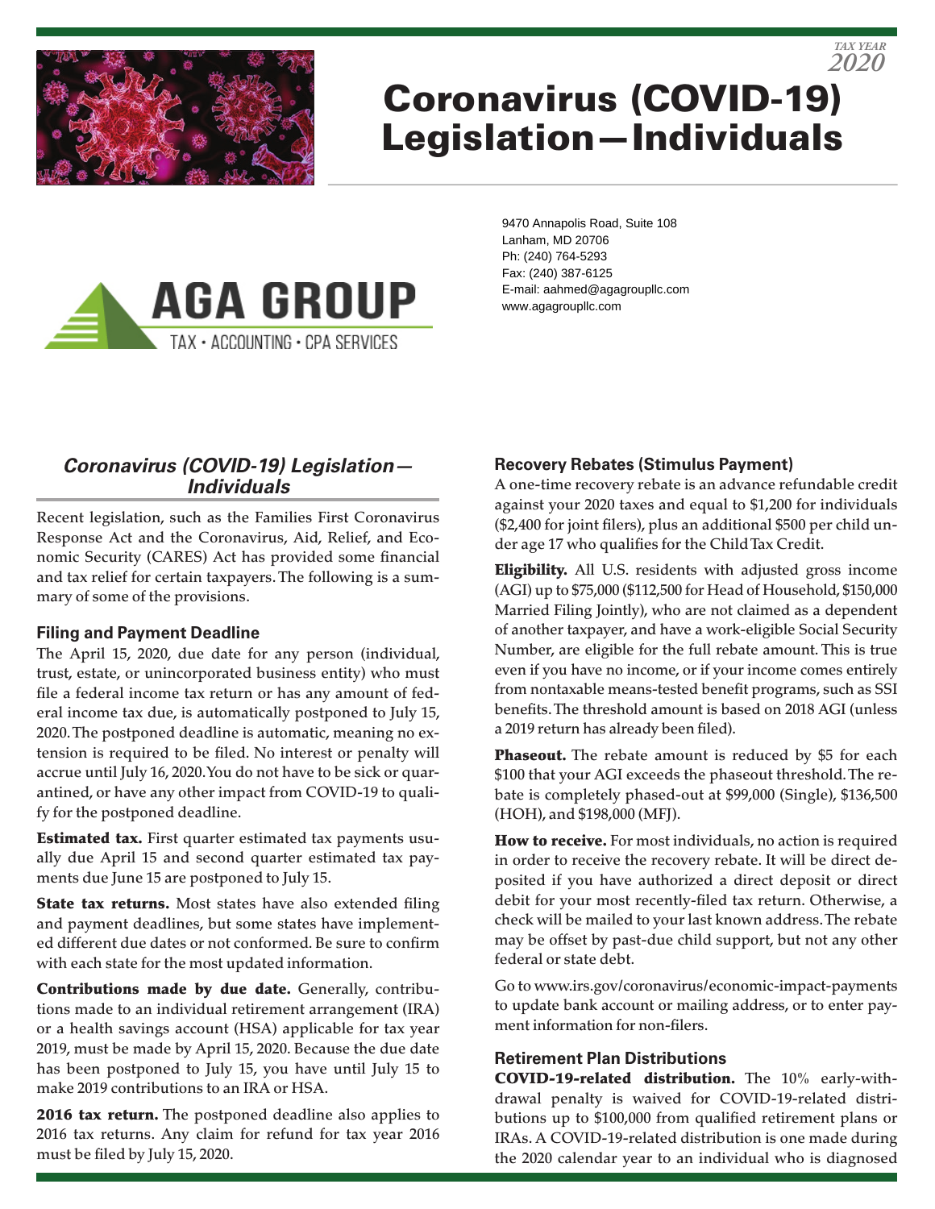TAX YEAR 2020

# Coronavirus (COVID-19) Legislation—Individuals

AGA GROUP
TAX • ACCOUNTING • CPA SERVICES

9470 Annapolis Road, Suite 108
Lanham, MD 20706
Ph: (240) 764-5293
Fax: (240) 387-6125
E-mail: aahmed@agagroupllc.com
www.agagroupllc.com

## *Coronavirus (COVID-19) Legislation—Individuals*

Recent legislation, such as the Families First Coronavirus Response Act and the Coronavirus, Aid, Relief, and Economic Security (CARES) Act has provided some financial and tax relief for certain taxpayers. The following is a summary of some of the provisions.

### Filing and Payment Deadline

The April 15, 2020, due date for any person (individual, trust, estate, or unincorporated business entity) who must file a federal income tax return or has any amount of federal income tax due, is automatically postponed to July 15, 2020. The postponed deadline is automatic, meaning no extension is required to be filed. No interest or penalty will accrue until July 16, 2020. You do not have to be sick or quarantined, or have any other impact from COVID-19 to qualify for the postponed deadline.

**Estimated tax.** First quarter estimated tax payments usually due April 15 and second quarter estimated tax payments due June 15 are postponed to July 15.

**State tax returns.** Most states have also extended filing and payment deadlines, but some states have implemented different due dates or not conformed. Be sure to confirm with each state for the most updated information.

**Contributions made by due date.** Generally, contributions made to an individual retirement arrangement (IRA) or a health savings account (HSA) applicable for tax year 2019, must be made by April 15, 2020. Because the due date has been postponed to July 15, you have until July 15 to make 2019 contributions to an IRA or HSA.

**2016 tax return.** The postponed deadline also applies to 2016 tax returns. Any claim for refund for tax year 2016 must be filed by July 15, 2020.

### Recovery Rebates (Stimulus Payment)

A one-time recovery rebate is an advance refundable credit against your 2020 taxes and equal to $1,200 for individuals ($2,400 for joint filers), plus an additional $500 per child under age 17 who qualifies for the Child Tax Credit.

**Eligibility.** All U.S. residents with adjusted gross income (AGI) up to $75,000 ($112,500 for Head of Household, $150,000 Married Filing Jointly), who are not claimed as a dependent of another taxpayer, and have a work-eligible Social Security Number, are eligible for the full rebate amount. This is true even if you have no income, or if your income comes entirely from nontaxable means-tested benefit programs, such as SSI benefits. The threshold amount is based on 2018 AGI (unless a 2019 return has already been filed).

**Phaseout.** The rebate amount is reduced by $5 for each $100 that your AGI exceeds the phaseout threshold. The rebate is completely phased-out at $99,000 (Single), $136,500 (HOH), and $198,000 (MFJ).

**How to receive.** For most individuals, no action is required in order to receive the recovery rebate. It will be direct deposited if you have authorized a direct deposit or direct debit for your most recently-filed tax return. Otherwise, a check will be mailed to your last known address. The rebate may be offset by past-due child support, but not any other federal or state debt.

Go to www.irs.gov/coronavirus/economic-impact-payments to update bank account or mailing address, or to enter payment information for non-filers.

### Retirement Plan Distributions

**COVID-19-related distribution.** The 10% early-withdrawal penalty is waived for COVID-19-related distributions up to $100,000 from qualified retirement plans or IRAs. A COVID-19-related distribution is one made during the 2020 calendar year to an individual who is diagnosed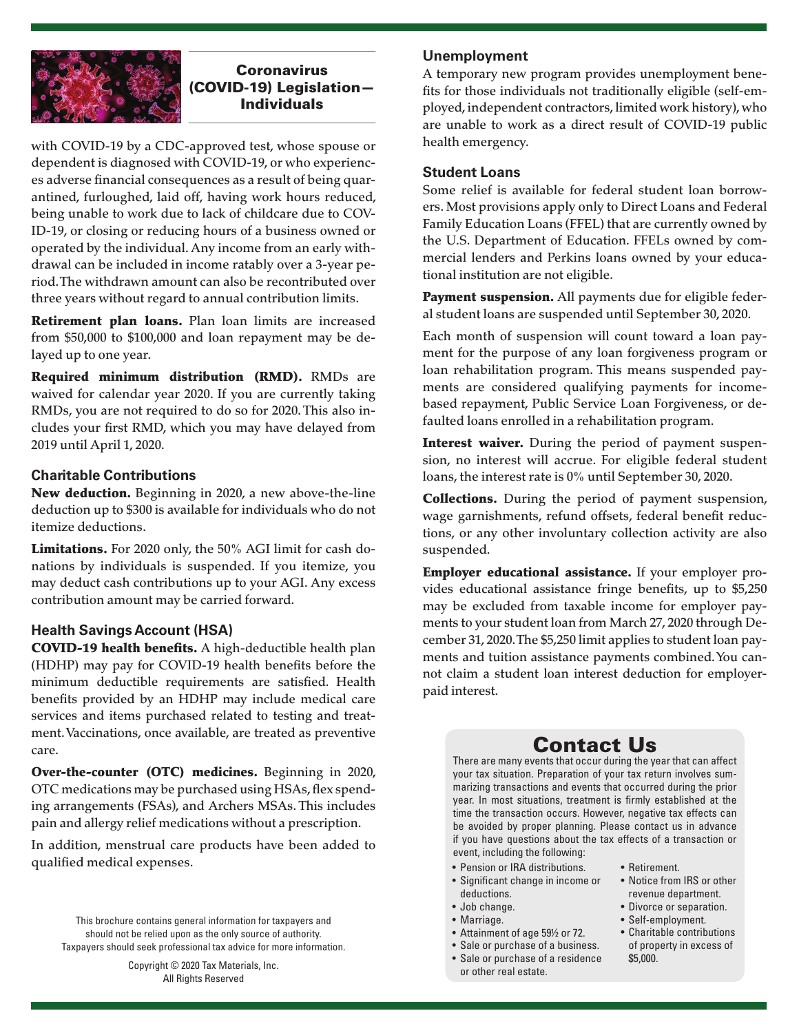## Coronavirus (COVID-19) Legislation—Individuals

with COVID-19 by a CDC-approved test, whose spouse or dependent is diagnosed with COVID-19, or who experiences adverse financial consequences as a result of being quarantined, furloughed, laid off, having work hours reduced, being unable to work due to lack of childcare due to COVID-19, or closing or reducing hours of a business owned or operated by the individual. Any income from an early withdrawal can be included in income ratably over a 3-year period. The withdrawn amount can also be recontributed over three years without regard to annual contribution limits.

**Retirement plan loans.** Plan loan limits are increased from $50,000 to $100,000 and loan repayment may be delayed up to one year.

**Required minimum distribution (RMD).** RMDs are waived for calendar year 2020. If you are currently taking RMDs, you are not required to do so for 2020. This also includes your first RMD, which you may have delayed from 2019 until April 1, 2020.

### Charitable Contributions

**New deduction.** Beginning in 2020, a new above-the-line deduction up to $300 is available for individuals who do not itemize deductions.

**Limitations.** For 2020 only, the 50% AGI limit for cash donations by individuals is suspended. If you itemize, you may deduct cash contributions up to your AGI. Any excess contribution amount may be carried forward.

### Health Savings Account (HSA)

**COVID-19 health benefits.** A high-deductible health plan (HDHP) may pay for COVID-19 health benefits before the minimum deductible requirements are satisfied. Health benefits provided by an HDHP may include medical care services and items purchased related to testing and treatment. Vaccinations, once available, are treated as preventive care.

**Over-the-counter (OTC) medicines.** Beginning in 2020, OTC medications may be purchased using HSAs, flex spending arrangements (FSAs), and Archers MSAs. This includes pain and allergy relief medications without a prescription.

In addition, menstrual care products have been added to qualified medical expenses.

### Unemployment

A temporary new program provides unemployment benefits for those individuals not traditionally eligible (self-employed, independent contractors, limited work history), who are unable to work as a direct result of COVID-19 public health emergency.

### Student Loans

Some relief is available for federal student loan borrowers. Most provisions apply only to Direct Loans and Federal Family Education Loans (FFEL) that are currently owned by the U.S. Department of Education. FFELs owned by commercial lenders and Perkins loans owned by your educational institution are not eligible.

**Payment suspension.** All payments due for eligible federal student loans are suspended until September 30, 2020.

Each month of suspension will count toward a loan payment for the purpose of any loan forgiveness program or loan rehabilitation program. This means suspended payments are considered qualifying payments for income-based repayment, Public Service Loan Forgiveness, or defaulted loans enrolled in a rehabilitation program.

**Interest waiver.** During the period of payment suspension, no interest will accrue. For eligible federal student loans, the interest rate is 0% until September 30, 2020.

**Collections.** During the period of payment suspension, wage garnishments, refund offsets, federal benefit reductions, or any other involuntary collection activity are also suspended.

**Employer educational assistance.** If your employer provides educational assistance fringe benefits, up to $5,250 may be excluded from taxable income for employer payments to your student loan from March 27, 2020 through December 31, 2020. The $5,250 limit applies to student loan payments and tuition assistance payments combined. You cannot claim a student loan interest deduction for employer-paid interest.

## Contact Us

There are many events that occur during the year that can affect your tax situation. Preparation of your tax return involves summarizing transactions and events that occurred during the prior year. In most situations, treatment is firmly established at the time the transaction occurs. However, negative tax effects can be avoided by proper planning. Please contact us in advance if you have questions about the tax effects of a transaction or event, including the following:

- Pension or IRA distributions.
- Significant change in income or deductions.
- Job change.
- Marriage.
- Attainment of age 59½ or 72.
- Sale or purchase of a business.
- Sale or purchase of a residence or other real estate.
- Retirement.
- Notice from IRS or other revenue department.
- Divorce or separation.
- Self-employment.
- Charitable contributions of property in excess of $5,000.

This brochure contains general information for taxpayers and should not be relied upon as the only source of authority. Taxpayers should seek professional tax advice for more information.

Copyright © 2020 Tax Materials, Inc.
All Rights Reserved